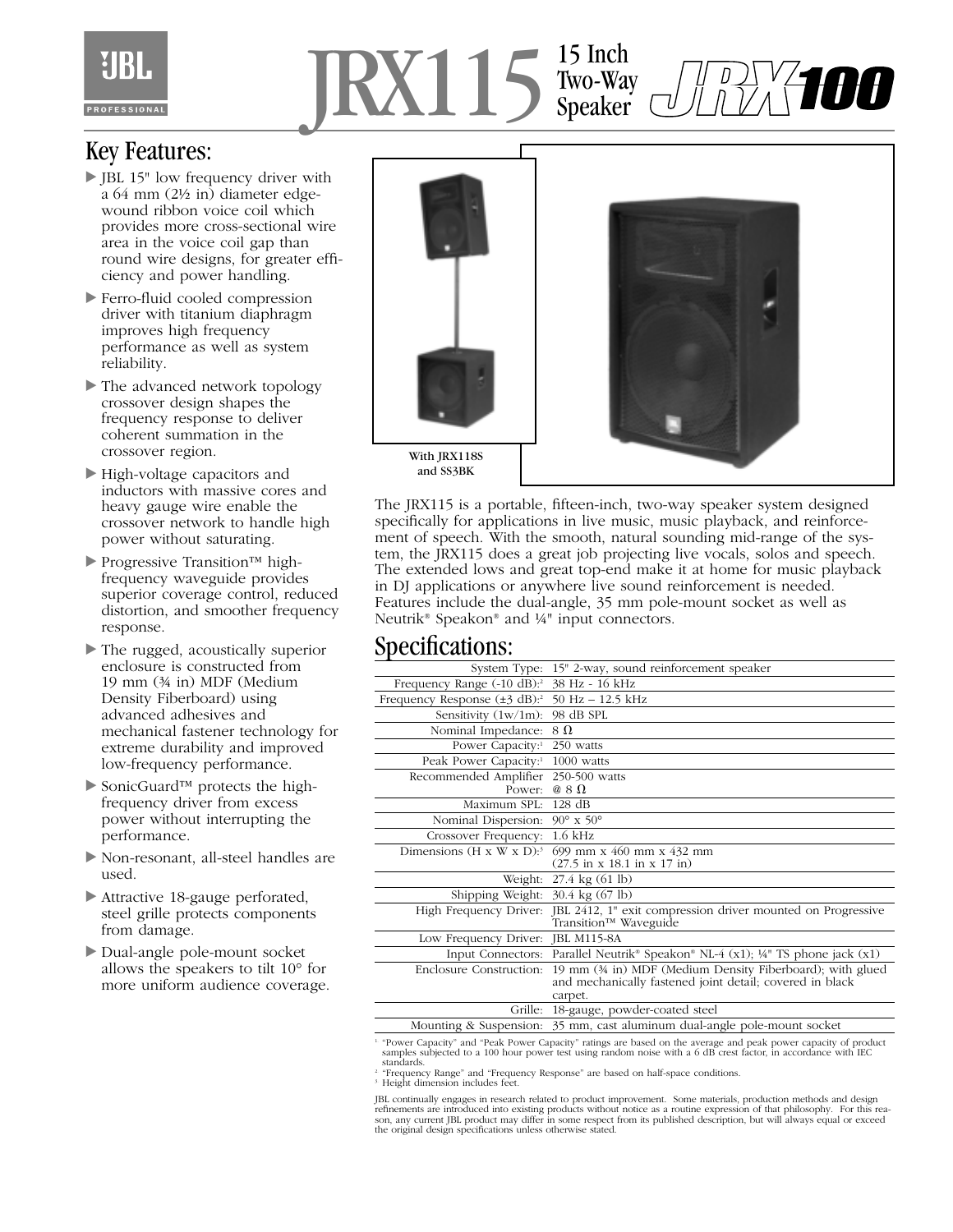# JRX115 15 Inch Two-Way Speaker

JRX100

## Key Features:

- JBL 15" low frequency driver with a 64 mm (2½ in) diameter edge-wound ribbon voice coil which provides more cross-sectional wire area in the voice coil gap than round wire designs, for greater efficiency and power handling.
- Ferro-fluid cooled compression driver with titanium diaphragm improves high frequency performance as well as system reliability.
- The advanced network topology crossover design shapes the frequency response to deliver coherent summation in the crossover region.
- High-voltage capacitors and inductors with massive cores and heavy gauge wire enable the crossover network to handle high power without saturating.
- Progressive Transition™ high-frequency waveguide provides superior coverage control, reduced distortion, and smoother frequency response.
- The rugged, acoustically superior enclosure is constructed from 19 mm (¾ in) MDF (Medium Density Fiberboard) using advanced adhesives and mechanical fastener technology for extreme durability and improved low-frequency performance.
- SonicGuard™ protects the high-frequency driver from excess power without interrupting the performance.
- Non-resonant, all-steel handles are used.
- Attractive 18-gauge perforated, steel grille protects components from damage.
- Dual-angle pole-mount socket allows the speakers to tilt 10° for more uniform audience coverage.

With JRX118S and SS3BK

The JRX115 is a portable, fifteen-inch, two-way speaker system designed specifically for applications in live music, music playback, and reinforcement of speech. With the smooth, natural sounding mid-range of the system, the JRX115 does a great job projecting live vocals, solos and speech. The extended lows and great top-end make it at home for music playback in DJ applications or anywhere live sound reinforcement is needed. Features include the dual-angle, 35 mm pole-mount socket as well as Neutrik® Speakon® and ¼" input connectors.

## Specifications:

| | |
|---|---|
| System Type: | 15" 2-way, sound reinforcement speaker |
| Frequency Range (-10 dB):[2] | 38 Hz - 16 kHz |
| Frequency Response (±3 dB):[2] | 50 Hz – 12.5 kHz |
| Sensitivity (1w/1m): | 98 dB SPL |
| Nominal Impedance: | 8 Ω |
| Power Capacity:[1] | 250 watts |
| Peak Power Capacity:[1] | 1000 watts |
| Recommended Amplifier Power: | 250-500 watts @ 8 Ω |
| Maximum SPL: | 128 dB |
| Nominal Dispersion: | 90° x 50° |
| Crossover Frequency: | 1.6 kHz |
| Dimensions (H x W x D):[3] | 699 mm x 460 mm x 432 mm (27.5 in x 18.1 in x 17 in) |
| Weight: | 27.4 kg (61 lb) |
| Shipping Weight: | 30.4 kg (67 lb) |
| High Frequency Driver: | JBL 2412, 1" exit compression driver mounted on Progressive Transition™ Waveguide |
| Low Frequency Driver: | JBL M115-8A |
| Input Connectors: | Parallel Neutrik® Speakon® NL-4 (x1); ¼" TS phone jack (x1) |
| Enclosure Construction: | 19 mm (¾ in) MDF (Medium Density Fiberboard); with glued and mechanically fastened joint detail; covered in black carpet. |
| Grille: | 18-gauge, powder-coated steel |
| Mounting & Suspension: | 35 mm, cast aluminum dual-angle pole-mount socket |

[1] "Power Capacity" and "Peak Power Capacity" ratings are based on the average and peak power capacity of product samples subjected to a 100 hour power test using random noise with a 6 dB crest factor, in accordance with IEC standards.
[2] "Frequency Range" and "Frequency Response" are based on half-space conditions.
[3] Height dimension includes feet.

JBL continually engages in research related to product improvement. Some materials, production methods and design refinements are introduced into existing products without notice as a routine expression of that philosophy. For this reason, any current JBL product may differ in some respect from its published description, but will always equal or exceed the original design specifications unless otherwise stated.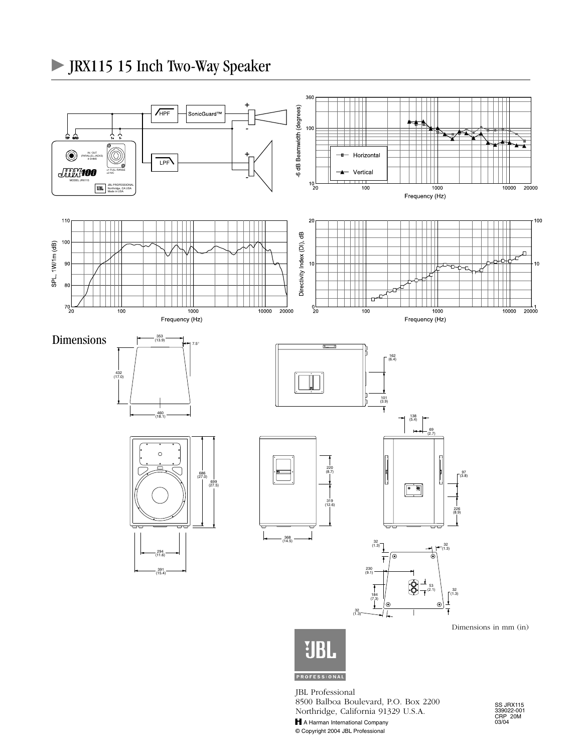# JRX115 15 Inch Two-Way Speaker

HPF
SonicGuard™
LPF
+
-
+
-
TIP GND 1+ 1-
IN / OUT (PARALLEL JACKS) 8 OHMS
±1 FULL-RANGE ±2 N/C
JRX100
MODEL JRX115
JBL PROFESSIONAL Northridge, CA USA Made in USA

-6 dB Beamwidth (degrees)
360
100
10
20 100 1000 10000 20000
Frequency (Hz)
Horizontal
Vertical

SPL, 1W/1m (dB)
110
100
90
80
70
20 100 1000 10000 20000
Frequency (Hz)

Directivity Index (DI), dB
20
10
0
100
10
1
20 100 1000 10000 20000
Frequency (Hz)

## Dimensions

353 (13.9)
7.5°
432 (17.0)
460 (18.1)
162 (6.4)
101 (3.9)
138 (5.4)
69 (2.7)
686 (27.0)
699 (27.5)
220 (8.7)
319 (12.6)
97 (3.8)
226 (8.9)
294 (11.6)
391 (15.4)
368 (14.5)
32 (1.3)
32 (1.3)
230 (9.1)
53 (2.1)
184 (7.3)
32 (1.3)
32 (1.3)

Dimensions in mm (in)

JBL PROFESSIONAL

JBL Professional
8500 Balboa Boulevard, P.O. Box 2200
Northridge, California 91329 U.S.A.
A Harman International Company
© Copyright 2004 JBL Professional

SS JRX115
339022-001
CRP 20M
03/04